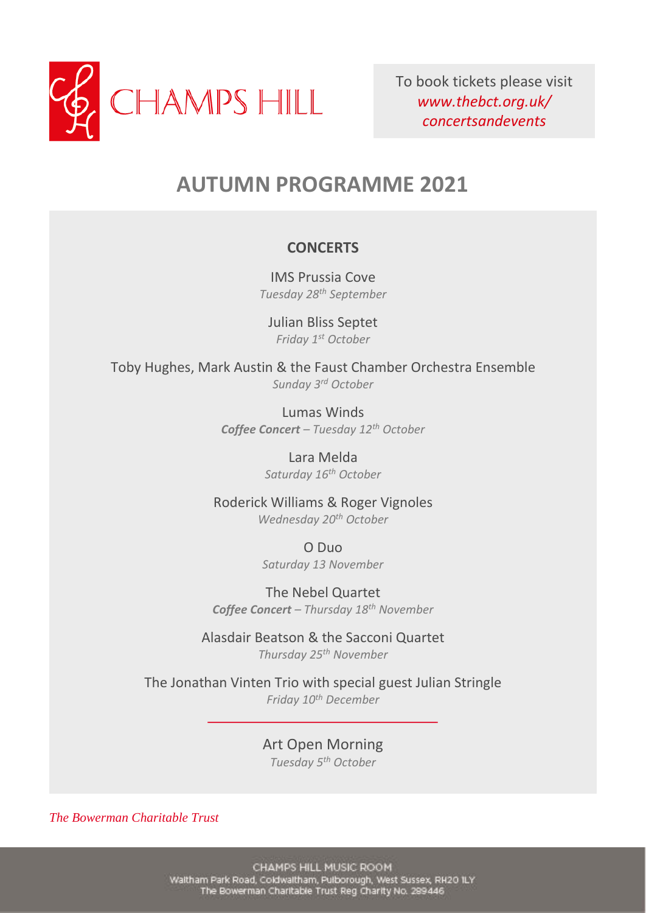CHAMPS HILL

To book tickets please visit *www.thebct.org.uk/concertsandevents*

# AUTUMN PROGRAMME 2021

## CONCERTS

IMS Prussia Cove
*Tuesday 28th September*

Julian Bliss Septet
*Friday 1st October*

Toby Hughes, Mark Austin & the Faust Chamber Orchestra Ensemble
*Sunday 3rd October*

Lumas Winds
***Coffee Concert*** *– Tuesday 12th October*

Lara Melda
*Saturday 16th October*

Roderick Williams & Roger Vignoles
*Wednesday 20th October*

O Duo
*Saturday 13 November*

The Nebel Quartet
***Coffee Concert*** *– Thursday 18th November*

Alasdair Beatson & the Sacconi Quartet
*Thursday 25th November*

The Jonathan Vinten Trio with special guest Julian Stringle
*Friday 10th December*

---

Art Open Morning
*Tuesday 5th October*

*The Bowerman Charitable Trust*

CHAMPS HILL MUSIC ROOM
Waltham Park Road, Coldwaltham, Pulborough, West Sussex, RH20 1LY
The Bowerman Charitable Trust Reg Charity No. 289446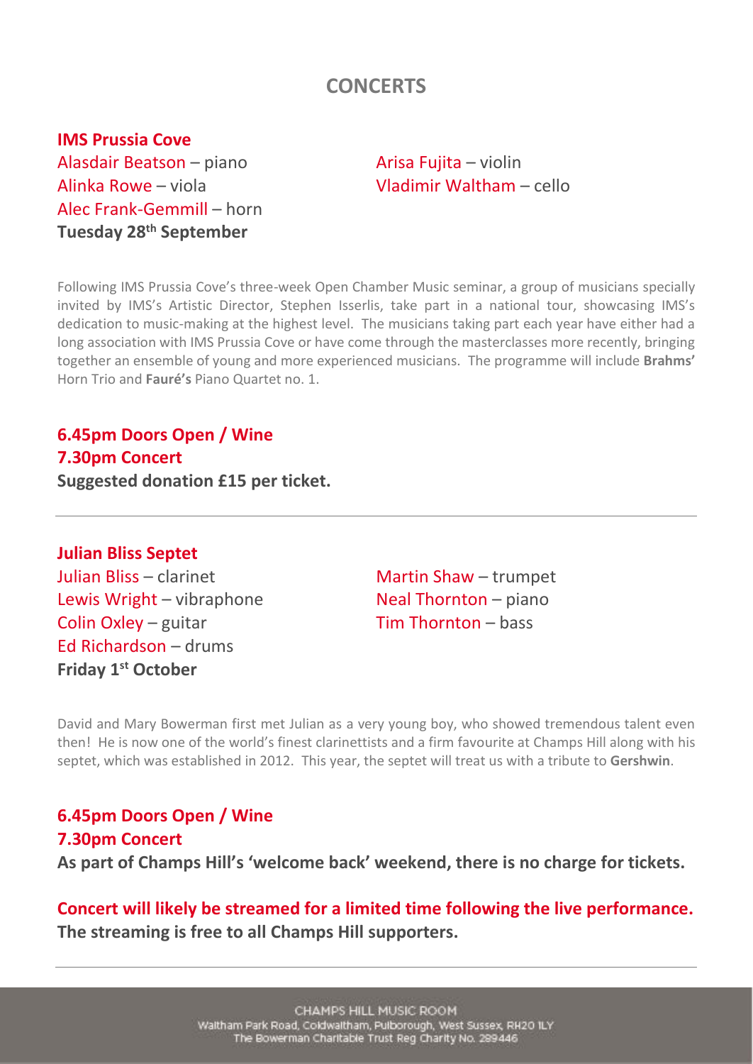# CONCERTS

## IMS Prussia Cove

Alasdair Beatson – piano
Arisa Fujita – violin
Alinka Rowe – viola
Vladimir Waltham – cello
Alec Frank-Gemmill – horn

**Tuesday 28th September**

Following IMS Prussia Cove's three-week Open Chamber Music seminar, a group of musicians specially invited by IMS's Artistic Director, Stephen Isserlis, take part in a national tour, showcasing IMS's dedication to music-making at the highest level. The musicians taking part each year have either had a long association with IMS Prussia Cove or have come through the masterclasses more recently, bringing together an ensemble of young and more experienced musicians. The programme will include **Brahms'** Horn Trio and **Fauré's** Piano Quartet no. 1.

**6.45pm Doors Open / Wine**
**7.30pm Concert**
**Suggested donation £15 per ticket.**

---

## Julian Bliss Septet

Julian Bliss – clarinet
Martin Shaw – trumpet
Lewis Wright – vibraphone
Neal Thornton – piano
Colin Oxley – guitar
Tim Thornton – bass
Ed Richardson – drums

**Friday 1st October**

David and Mary Bowerman first met Julian as a very young boy, who showed tremendous talent even then! He is now one of the world's finest clarinettists and a firm favourite at Champs Hill along with his septet, which was established in 2012. This year, the septet will treat us with a tribute to **Gershwin**.

**6.45pm Doors Open / Wine**
**7.30pm Concert**
**As part of Champs Hill's 'welcome back' weekend, there is no charge for tickets.**

**Concert will likely be streamed for a limited time following the live performance.**
**The streaming is free to all Champs Hill supporters.**

---

CHAMPS HILL MUSIC ROOM
Waltham Park Road, Coldwaltham, Pulborough, West Sussex, RH20 1LY
The Bowerman Charitable Trust Reg Charity No. 289446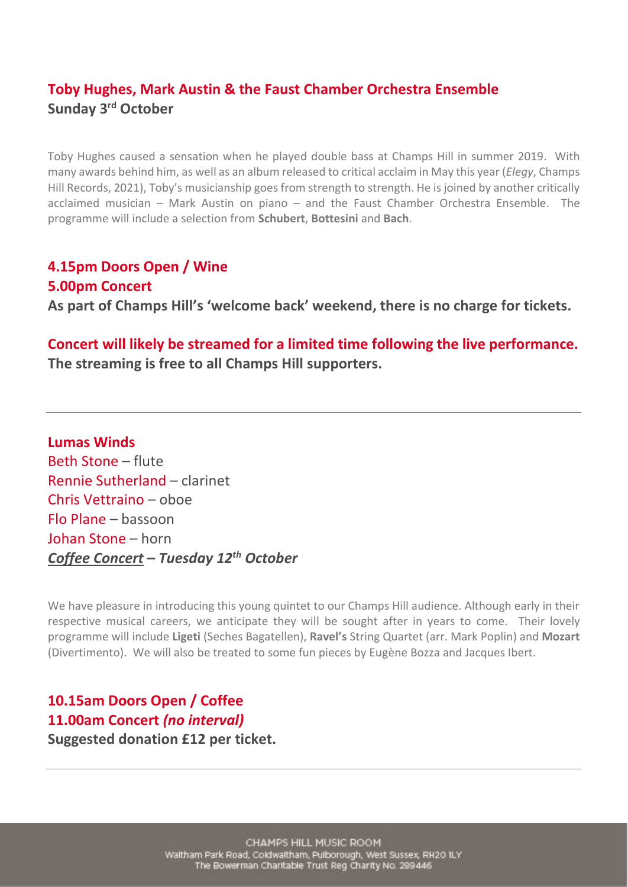## Toby Hughes, Mark Austin & the Faust Chamber Orchestra Ensemble

**Sunday 3rd October**

Toby Hughes caused a sensation when he played double bass at Champs Hill in summer 2019. With many awards behind him, as well as an album released to critical acclaim in May this year (*Elegy*, Champs Hill Records, 2021), Toby's musicianship goes from strength to strength. He is joined by another critically acclaimed musician – Mark Austin on piano – and the Faust Chamber Orchestra Ensemble. The programme will include a selection from **Schubert**, **Bottesini** and **Bach**.

**4.15pm Doors Open / Wine**
**5.00pm Concert**
**As part of Champs Hill's 'welcome back' weekend, there is no charge for tickets.**

**Concert will likely be streamed for a limited time following the live performance.**
**The streaming is free to all Champs Hill supporters.**

---

## Lumas Winds

Beth Stone – flute
Rennie Sutherland – clarinet
Chris Vettraino – oboe
Flo Plane – bassoon
Johan Stone – horn

***Coffee Concert* – *Tuesday 12th October***

We have pleasure in introducing this young quintet to our Champs Hill audience. Although early in their respective musical careers, we anticipate they will be sought after in years to come. Their lovely programme will include **Ligeti** (Seches Bagatellen), **Ravel's** String Quartet (arr. Mark Poplin) and **Mozart** (Divertimento). We will also be treated to some fun pieces by Eugène Bozza and Jacques Ibert.

**10.15am Doors Open / Coffee**
**11.00am Concert *(no interval)***
**Suggested donation £12 per ticket.**

---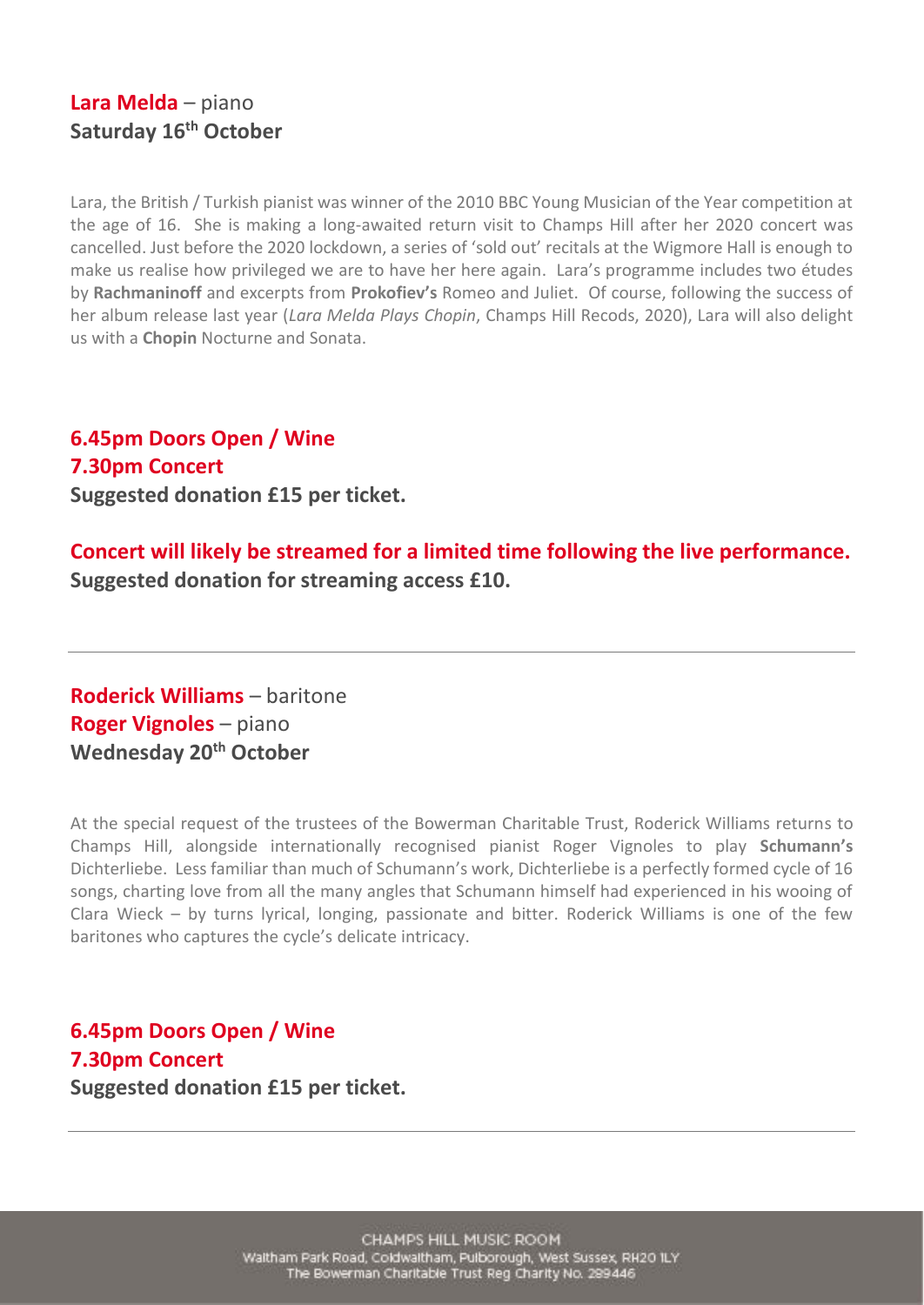**Lara Melda** – piano
**Saturday 16th October**

Lara, the British / Turkish pianist was winner of the 2010 BBC Young Musician of the Year competition at the age of 16. She is making a long-awaited return visit to Champs Hill after her 2020 concert was cancelled. Just before the 2020 lockdown, a series of 'sold out' recitals at the Wigmore Hall is enough to make us realise how privileged we are to have her here again. Lara's programme includes two études by **Rachmaninoff** and excerpts from **Prokofiev's** Romeo and Juliet. Of course, following the success of her album release last year (*Lara Melda Plays Chopin*, Champs Hill Recods, 2020), Lara will also delight us with a **Chopin** Nocturne and Sonata.

**6.45pm Doors Open / Wine**
**7.30pm Concert**
**Suggested donation £15 per ticket.**

**Concert will likely be streamed for a limited time following the live performance.**
**Suggested donation for streaming access £10.**

---

**Roderick Williams** – baritone
**Roger Vignoles** – piano
**Wednesday 20th October**

At the special request of the trustees of the Bowerman Charitable Trust, Roderick Williams returns to Champs Hill, alongside internationally recognised pianist Roger Vignoles to play **Schumann's** Dichterliebe. Less familiar than much of Schumann's work, Dichterliebe is a perfectly formed cycle of 16 songs, charting love from all the many angles that Schumann himself had experienced in his wooing of Clara Wieck – by turns lyrical, longing, passionate and bitter. Roderick Williams is one of the few baritones who captures the cycle's delicate intricacy.

**6.45pm Doors Open / Wine**
**7.30pm Concert**
**Suggested donation £15 per ticket.**

---

CHAMPS HILL MUSIC ROOM
Waltham Park Road, Coldwaltham, Pulborough, West Sussex, RH20 1LY
The Bowerman Charitable Trust Reg Charity No. 289446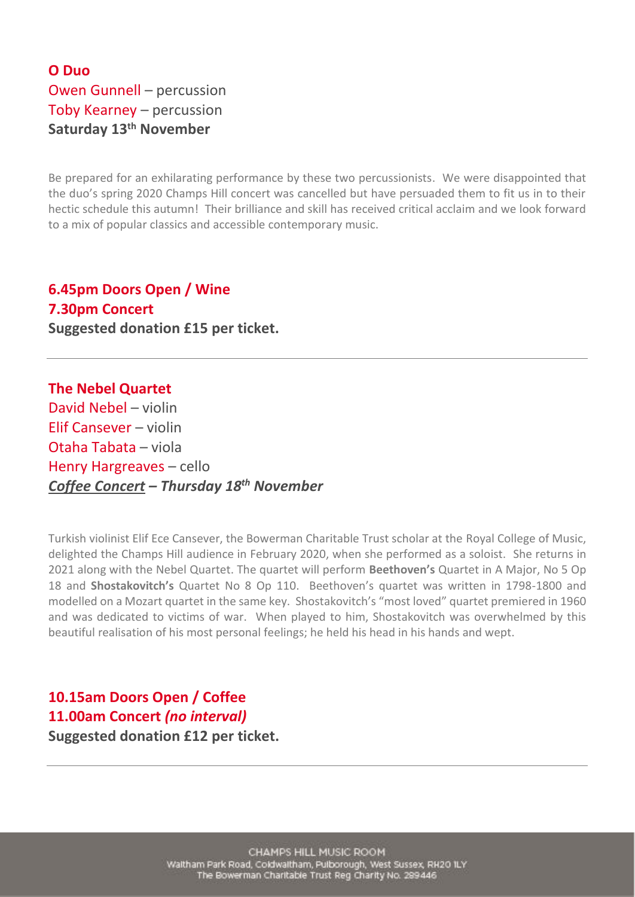**O Duo**
Owen Gunnell – percussion
Toby Kearney – percussion
**Saturday 13th November**

Be prepared for an exhilarating performance by these two percussionists. We were disappointed that the duo's spring 2020 Champs Hill concert was cancelled but have persuaded them to fit us in to their hectic schedule this autumn! Their brilliance and skill has received critical acclaim and we look forward to a mix of popular classics and accessible contemporary music.

**6.45pm Doors Open / Wine**
**7.30pm Concert**
**Suggested donation £15 per ticket.**

---

**The Nebel Quartet**
David Nebel – violin
Elif Cansever – violin
Otaha Tabata – viola
Henry Hargreaves – cello
***Coffee Concert* *– Thursday 18th November***

Turkish violinist Elif Ece Cansever, the Bowerman Charitable Trust scholar at the Royal College of Music, delighted the Champs Hill audience in February 2020, when she performed as a soloist. She returns in 2021 along with the Nebel Quartet. The quartet will perform **Beethoven's** Quartet in A Major, No 5 Op 18 and **Shostakovitch's** Quartet No 8 Op 110. Beethoven's quartet was written in 1798-1800 and modelled on a Mozart quartet in the same key. Shostakovitch's "most loved" quartet premiered in 1960 and was dedicated to victims of war. When played to him, Shostakovitch was overwhelmed by this beautiful realisation of his most personal feelings; he held his head in his hands and wept.

**10.15am Doors Open / Coffee**
**11.00am Concert *(no interval)***
**Suggested donation £12 per ticket.**

---

CHAMPS HILL MUSIC ROOM
Waltham Park Road, Coldwaltham, Pulborough, West Sussex, RH20 1LY
The Bowerman Charitable Trust Reg Charity No. 289446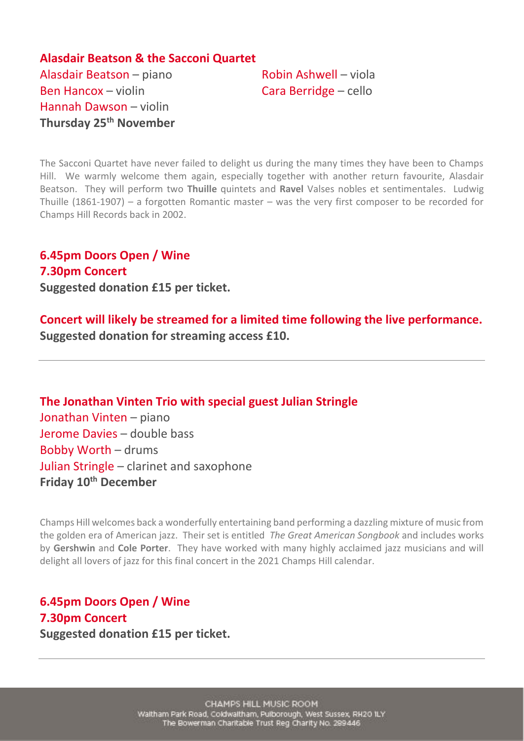## Alasdair Beatson & the Sacconi Quartet

Alasdair Beatson – piano
Ben Hancox – violin
Hannah Dawson – violin
Robin Ashwell – viola
Cara Berridge – cello

**Thursday 25th November**

The Sacconi Quartet have never failed to delight us during the many times they have been to Champs Hill. We warmly welcome them again, especially together with another return favourite, Alasdair Beatson. They will perform two **Thuille** quintets and **Ravel** Valses nobles et sentimentales. Ludwig Thuille (1861-1907) – a forgotten Romantic master – was the very first composer to be recorded for Champs Hill Records back in 2002.

**6.45pm Doors Open / Wine**
**7.30pm Concert**
**Suggested donation £15 per ticket.**

**Concert will likely be streamed for a limited time following the live performance.**
**Suggested donation for streaming access £10.**

---

## The Jonathan Vinten Trio with special guest Julian Stringle

Jonathan Vinten – piano
Jerome Davies – double bass
Bobby Worth – drums
Julian Stringle – clarinet and saxophone

**Friday 10th December**

Champs Hill welcomes back a wonderfully entertaining band performing a dazzling mixture of music from the golden era of American jazz. Their set is entitled *The Great American Songbook* and includes works by **Gershwin** and **Cole Porter**. They have worked with many highly acclaimed jazz musicians and will delight all lovers of jazz for this final concert in the 2021 Champs Hill calendar.

**6.45pm Doors Open / Wine**
**7.30pm Concert**
**Suggested donation £15 per ticket.**

---

CHAMPS HILL MUSIC ROOM
Waltham Park Road, Coldwaltham, Pulborough, West Sussex, RH20 1LY
The Bowerman Charitable Trust Reg Charity No. 289446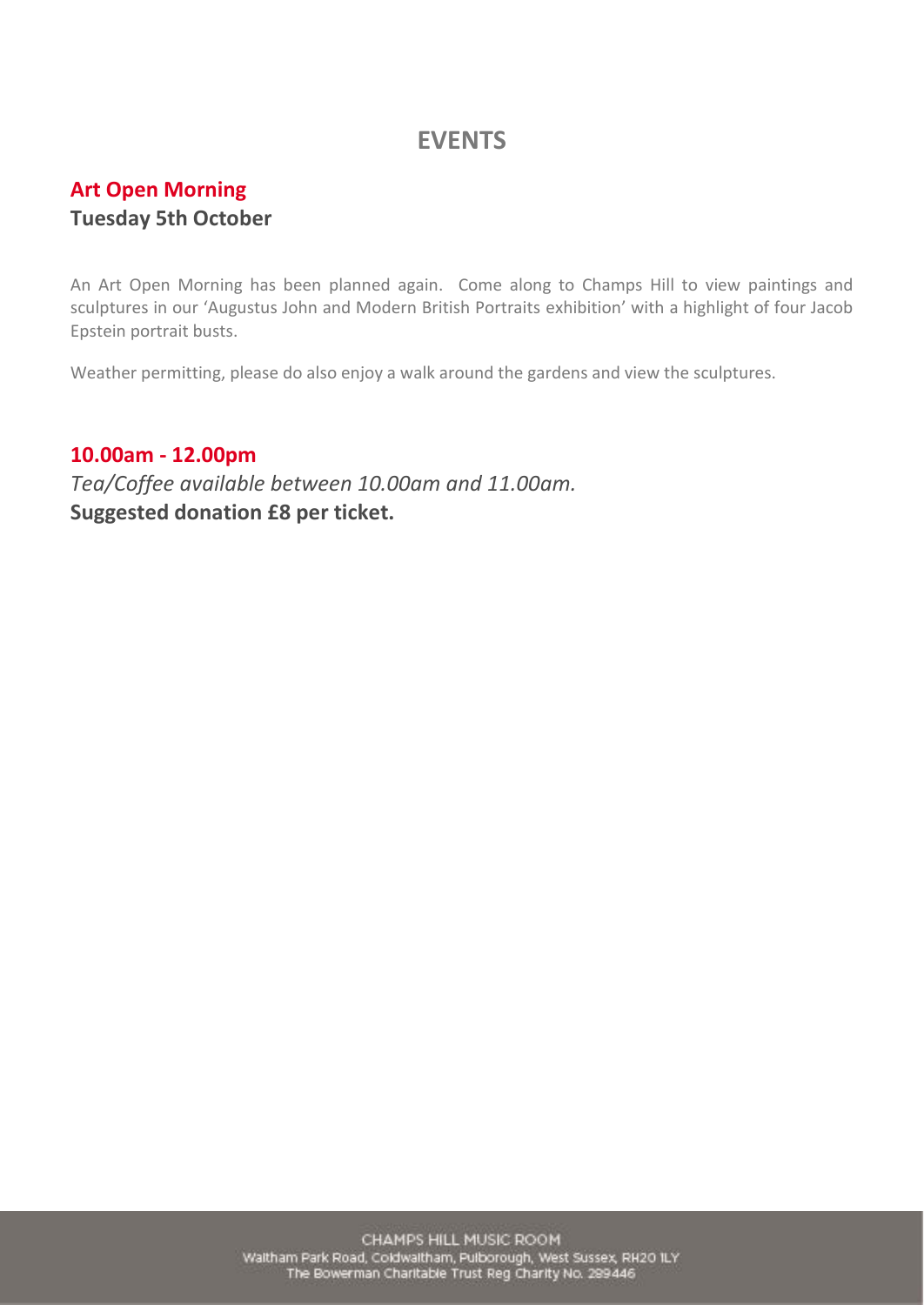# EVENTS

## Art Open Morning
**Tuesday 5th October**

An Art Open Morning has been planned again. Come along to Champs Hill to view paintings and sculptures in our 'Augustus John and Modern British Portraits exhibition' with a highlight of four Jacob Epstein portrait busts.

Weather permitting, please do also enjoy a walk around the gardens and view the sculptures.

**10.00am - 12.00pm**

*Tea/Coffee available between 10.00am and 11.00am.*

**Suggested donation £8 per ticket.**

CHAMPS HILL MUSIC ROOM
Waltham Park Road, Coldwaltham, Pulborough, West Sussex, RH20 1LY
The Bowerman Charitable Trust Reg Charity No. 289446